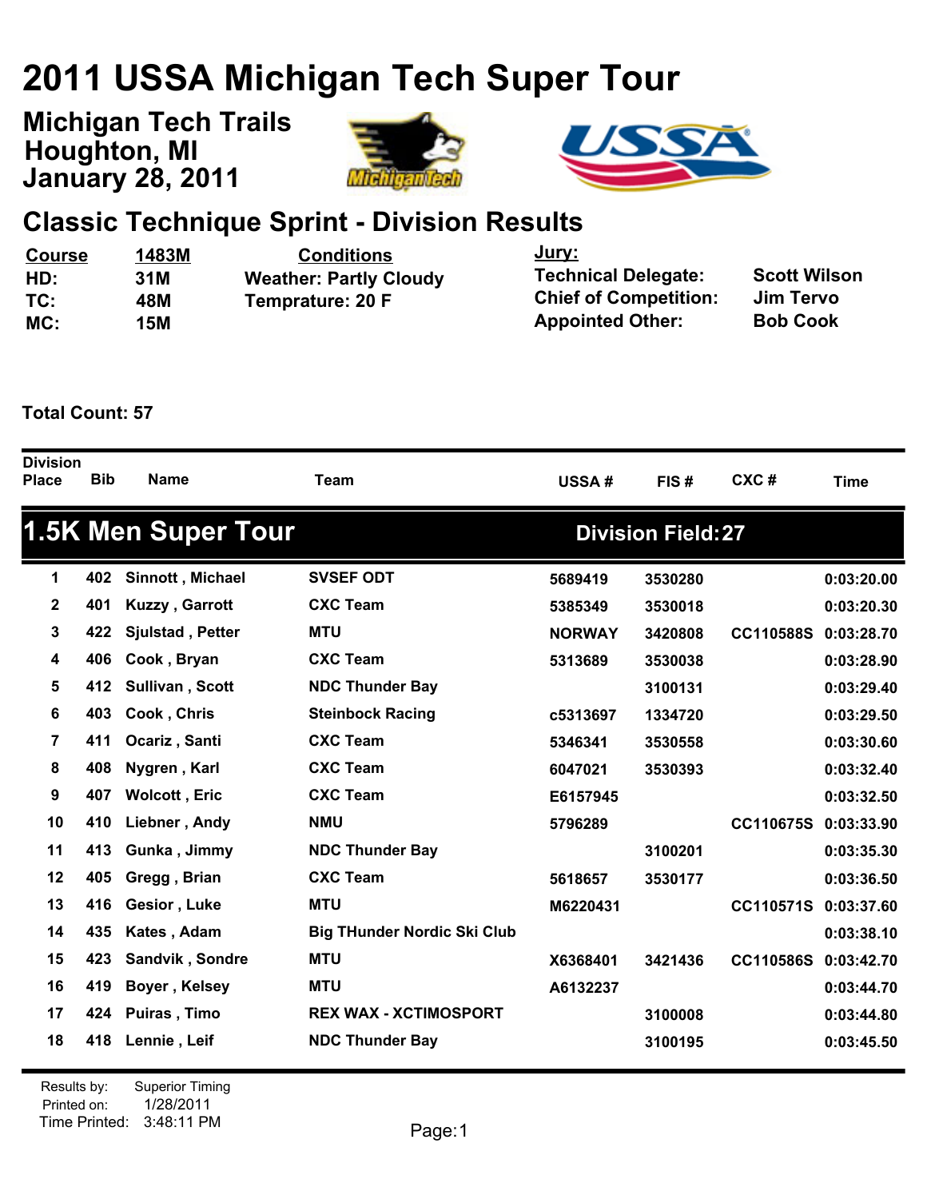# 2011 USSA Michigan Tech Super Tour

**Michigan Tech Trails**
**Houghton, MI**
**January 28, 2011**

## Classic Technique Sprint - Division Results

| Course | 1483M | Conditions | Jury: | |
|---|---|---|---|---|
| HD: | 31M | Weather: Partly Cloudy | Technical Delegate: | Scott Wilson |
| TC: | 48M | Temprature: 20 F | Chief of Competition: | Jim Tervo |
| MC: | 15M | | Appointed Other: | Bob Cook |

**Total Count: 57**

### 1.5K Men Super Tour — Division Field: 27

| Division Place | Bib | Name | Team | USSA # | FIS # | CXC # | Time |
|---|---|---|---|---|---|---|---|
| 1 | 402 | Sinnott , Michael | SVSEF ODT | 5689419 | 3530280 | | 0:03:20.00 |
| 2 | 401 | Kuzzy , Garrott | CXC Team | 5385349 | 3530018 | | 0:03:20.30 |
| 3 | 422 | Sjulstad , Petter | MTU | NORWAY | 3420808 | CC110588S | 0:03:28.70 |
| 4 | 406 | Cook , Bryan | CXC Team | 5313689 | 3530038 | | 0:03:28.90 |
| 5 | 412 | Sullivan , Scott | NDC Thunder Bay | | 3100131 | | 0:03:29.40 |
| 6 | 403 | Cook , Chris | Steinbock Racing | c5313697 | 1334720 | | 0:03:29.50 |
| 7 | 411 | Ocariz , Santi | CXC Team | 5346341 | 3530558 | | 0:03:30.60 |
| 8 | 408 | Nygren , Karl | CXC Team | 6047021 | 3530393 | | 0:03:32.40 |
| 9 | 407 | Wolcott , Eric | CXC Team | E6157945 | | | 0:03:32.50 |
| 10 | 410 | Liebner , Andy | NMU | 5796289 | | CC110675S | 0:03:33.90 |
| 11 | 413 | Gunka , Jimmy | NDC Thunder Bay | | 3100201 | | 0:03:35.30 |
| 12 | 405 | Gregg , Brian | CXC Team | 5618657 | 3530177 | | 0:03:36.50 |
| 13 | 416 | Gesior , Luke | MTU | M6220431 | | CC110571S | 0:03:37.60 |
| 14 | 435 | Kates , Adam | Big THunder Nordic Ski Club | | | | 0:03:38.10 |
| 15 | 423 | Sandvik , Sondre | MTU | X6368401 | 3421436 | CC110586S | 0:03:42.70 |
| 16 | 419 | Boyer , Kelsey | MTU | A6132237 | | | 0:03:44.70 |
| 17 | 424 | Puiras , Timo | REX WAX - XCTIMOSPORT | | 3100008 | | 0:03:44.80 |
| 18 | 418 | Lennie , Leif | NDC Thunder Bay | | 3100195 | | 0:03:45.50 |

Results by: Superior Timing
Printed on: 1/28/2011
Time Printed: 3:48:11 PM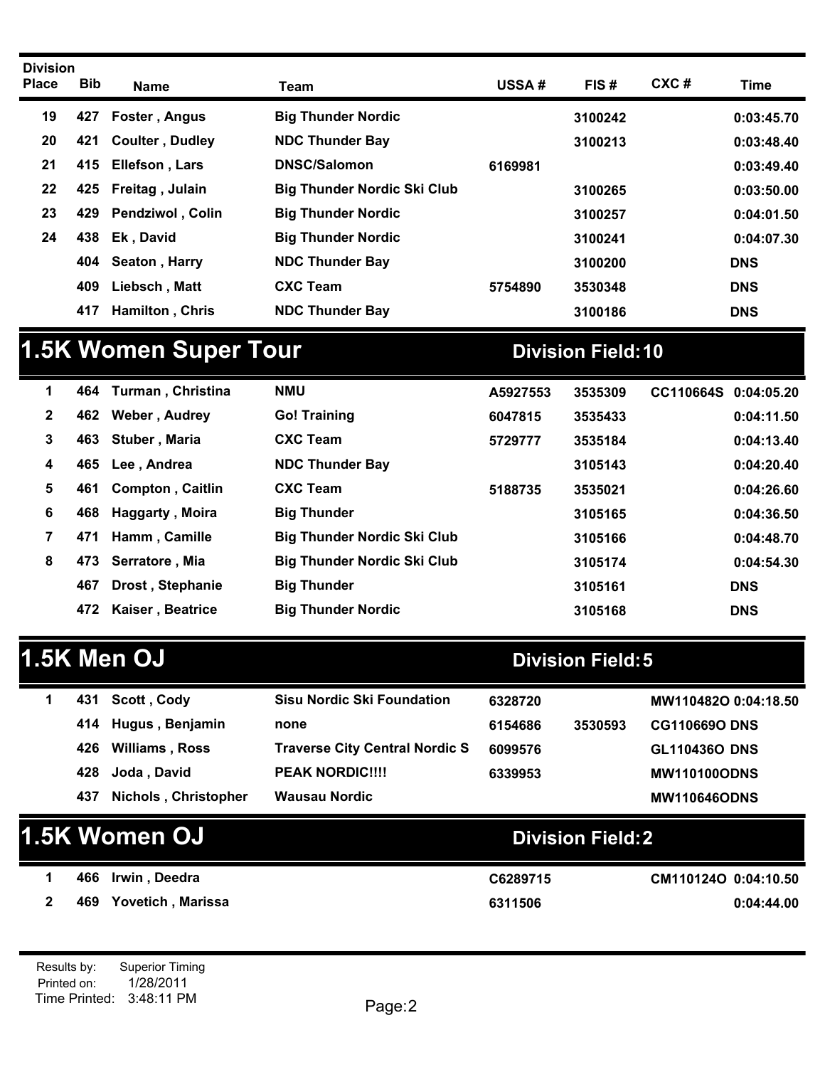| Division Place | Bib | Name | Team | USSA # | FIS # | CXC # | Time |
|---|---|---|---|---|---|---|---|
| 19 | 427 | Foster , Angus | Big Thunder Nordic | | 3100242 | | 0:03:45.70 |
| 20 | 421 | Coulter , Dudley | NDC Thunder Bay | | 3100213 | | 0:03:48.40 |
| 21 | 415 | Ellefson , Lars | DNSC/Salomon | 6169981 | | | 0:03:49.40 |
| 22 | 425 | Freitag , Julain | Big Thunder Nordic Ski Club | | 3100265 | | 0:03:50.00 |
| 23 | 429 | Pendziwol , Colin | Big Thunder Nordic | | 3100257 | | 0:04:01.50 |
| 24 | 438 | Ek , David | Big Thunder Nordic | | 3100241 | | 0:04:07.30 |
| | 404 | Seaton , Harry | NDC Thunder Bay | | 3100200 | | DNS |
| | 409 | Liebsch , Matt | CXC Team | 5754890 | 3530348 | | DNS |
| | 417 | Hamilton , Chris | NDC Thunder Bay | | 3100186 | | DNS |

## 1.5K Women Super Tour

**Division Field: 10**

| Division Place | Bib | Name | Team | USSA # | FIS # | CXC # | Time |
|---|---|---|---|---|---|---|---|
| 1 | 464 | Turman , Christina | NMU | A5927553 | 3535309 | CC110664S | 0:04:05.20 |
| 2 | 462 | Weber , Audrey | Go! Training | 6047815 | 3535433 | | 0:04:11.50 |
| 3 | 463 | Stuber , Maria | CXC Team | 5729777 | 3535184 | | 0:04:13.40 |
| 4 | 465 | Lee , Andrea | NDC Thunder Bay | | 3105143 | | 0:04:20.40 |
| 5 | 461 | Compton , Caitlin | CXC Team | 5188735 | 3535021 | | 0:04:26.60 |
| 6 | 468 | Haggarty , Moira | Big Thunder | | 3105165 | | 0:04:36.50 |
| 7 | 471 | Hamm , Camille | Big Thunder Nordic Ski Club | | 3105166 | | 0:04:48.70 |
| 8 | 473 | Serratore , Mia | Big Thunder Nordic Ski Club | | 3105174 | | 0:04:54.30 |
| | 467 | Drost , Stephanie | Big Thunder | | 3105161 | | DNS |
| | 472 | Kaiser , Beatrice | Big Thunder Nordic | | 3105168 | | DNS |

## 1.5K Men OJ

**Division Field: 5**

| Division Place | Bib | Name | Team | USSA # | FIS # | CXC # | Time |
|---|---|---|---|---|---|---|---|
| 1 | 431 | Scott , Cody | Sisu Nordic Ski Foundation | 6328720 | | MW110482O | 0:04:18.50 |
| | 414 | Hugus , Benjamin | none | 6154686 | 3530593 | CG110669O | DNS |
| | 426 | Williams , Ross | Traverse City Central Nordic S | 6099576 | | GL110436O | DNS |
| | 428 | Joda , David | PEAK NORDIC!!!! | 6339953 | | MW110100O | DNS |
| | 437 | Nichols , Christopher | Wausau Nordic | | | MW110646O | DNS |

## 1.5K Women OJ

**Division Field: 2**

| Division Place | Bib | Name | Team | USSA # | FIS # | CXC # | Time |
|---|---|---|---|---|---|---|---|
| 1 | 466 | Irwin , Deedra | | C6289715 | | CM110124O | 0:04:10.50 |
| 2 | 469 | Yovetich , Marissa | | 6311506 | | | 0:04:44.00 |

Results by: Superior Timing
Printed on: 1/28/2011
Time Printed: 3:48:11 PM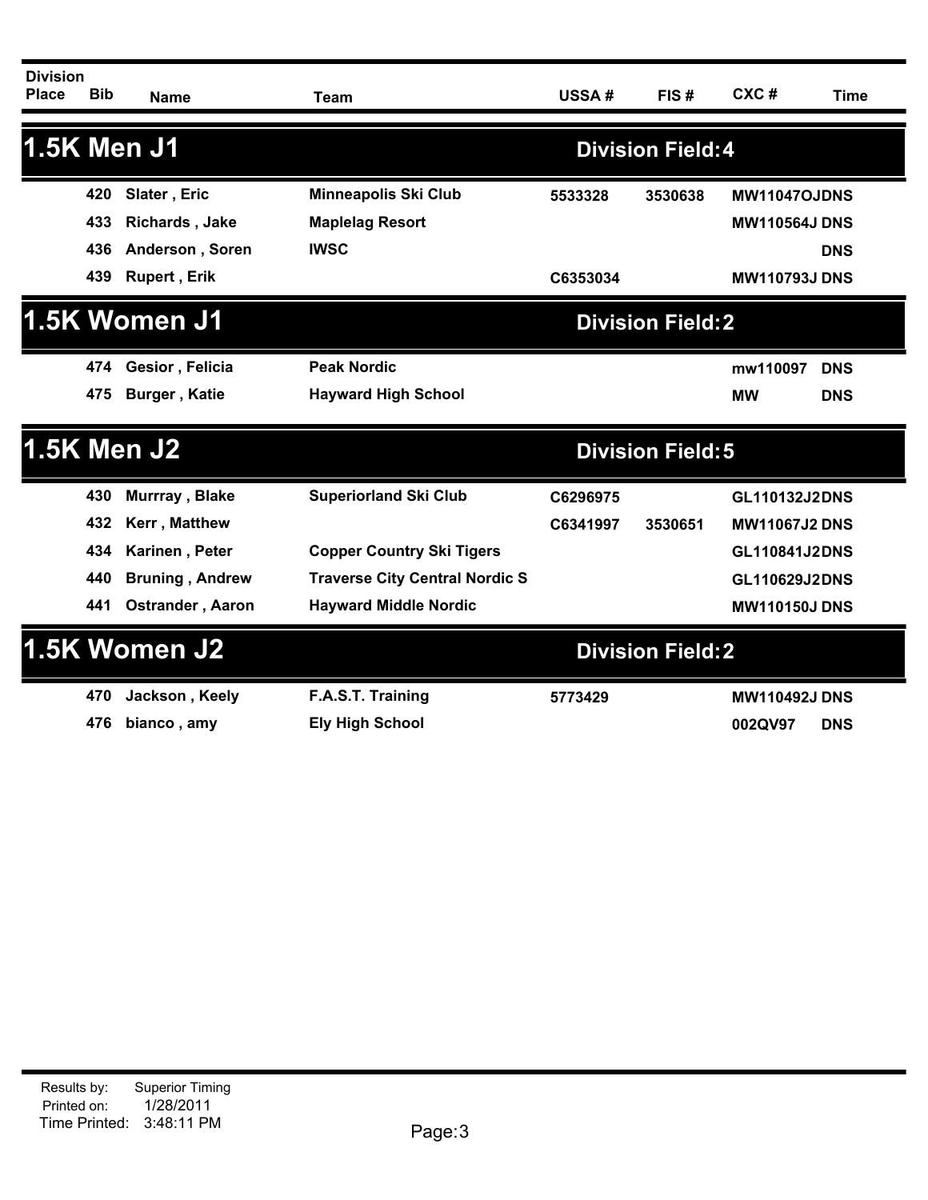| Division Place | Bib | Name | Team | USSA # | FIS # | CXC # | Time |
|---|---|---|---|---|---|---|---|

## 1.5K Men J1 — Division Field: 4

| Division Place | Bib | Name | Team | USSA # | FIS # | CXC # | Time |
|---|---|---|---|---|---|---|---|
| | 420 | Slater , Eric | Minneapolis Ski Club | 5533328 | 3530638 | MW11047OJ | DNS |
| | 433 | Richards , Jake | Maplelag Resort | | | MW110564J | DNS |
| | 436 | Anderson , Soren | IWSC | | | | DNS |
| | 439 | Rupert , Erik | | C6353034 | | MW110793J | DNS |

## 1.5K Women J1 — Division Field: 2

| Division Place | Bib | Name | Team | USSA # | FIS # | CXC # | Time |
|---|---|---|---|---|---|---|---|
| | 474 | Gesior , Felicia | Peak Nordic | | | mw110097 | DNS |
| | 475 | Burger , Katie | Hayward High School | | | MW | DNS |

## 1.5K Men J2 — Division Field: 5

| Division Place | Bib | Name | Team | USSA # | FIS # | CXC # | Time |
|---|---|---|---|---|---|---|---|
| | 430 | Murrray , Blake | Superiorland Ski Club | C6296975 | | GL110132J2 | DNS |
| | 432 | Kerr , Matthew | | C6341997 | 3530651 | MW11067J2 | DNS |
| | 434 | Karinen , Peter | Copper Country Ski Tigers | | | GL110841J2 | DNS |
| | 440 | Bruning , Andrew | Traverse City Central Nordic S | | | GL110629J2 | DNS |
| | 441 | Ostrander , Aaron | Hayward Middle Nordic | | | MW110150J | DNS |

## 1.5K Women J2 — Division Field: 2

| Division Place | Bib | Name | Team | USSA # | FIS # | CXC # | Time |
|---|---|---|---|---|---|---|---|
| | 470 | Jackson , Keely | F.A.S.T. Training | 5773429 | | MW110492J | DNS |
| | 476 | bianco , amy | Ely High School | | | 002QV97 | DNS |

Results by: Superior Timing
Printed on: 1/28/2011
Time Printed: 3:48:11 PM